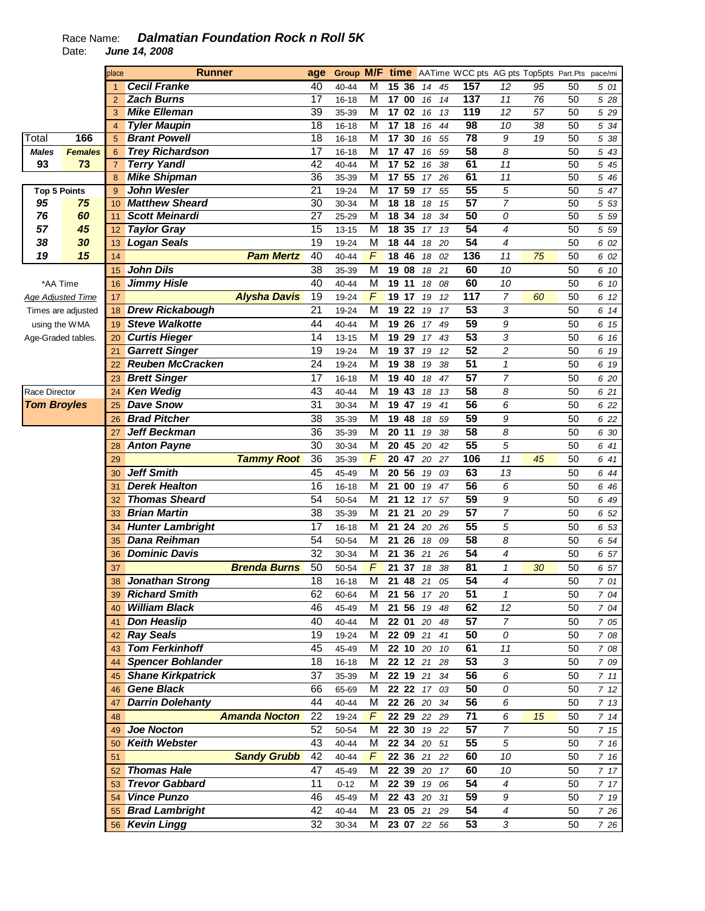Race Name: ***Dalmatian Foundation Rock n Roll 5K***
Date: ***June 14, 2008***

| place | Runner | age | Group | M/F | time | AATime | WCC pts | AG pts | Top5pts | Part.Pts | pace/mi |
|---|---|---|---|---|---|---|---|---|---|---|---|
| 1 | Cecil Franke | 40 | 40-44 | M | 15 36 | 14 45 | 157 | 12 | 95 | 50 | 5 01 |
| 2 | Zach Burns | 17 | 16-18 | M | 17 00 | 16 14 | 137 | 11 | 76 | 50 | 5 28 |
| 3 | Mike Elleman | 39 | 35-39 | M | 17 02 | 16 13 | 119 | 12 | 57 | 50 | 5 29 |
| 4 | Tyler Maupin | 18 | 16-18 | M | 17 18 | 16 44 | 98 | 10 | 38 | 50 | 5 34 |
| 5 | Brant Powell | 18 | 16-18 | M | 17 30 | 16 55 | 78 | 9 | 19 | 50 | 5 38 |
| 6 | Trey Richardson | 17 | 16-18 | M | 17 47 | 16 59 | 58 | 8 | | 50 | 5 43 |
| 7 | Terry Yandl | 42 | 40-44 | M | 17 52 | 16 38 | 61 | 11 | | 50 | 5 45 |
| 8 | Mike Shipman | 36 | 35-39 | M | 17 55 | 17 26 | 61 | 11 | | 50 | 5 46 |
| 9 | John Wesler | 21 | 19-24 | M | 17 59 | 17 55 | 55 | 5 | | 50 | 5 47 |
| 10 | Matthew Sheard | 30 | 30-34 | M | 18 18 | 18 15 | 57 | 7 | | 50 | 5 53 |
| 11 | Scott Meinardi | 27 | 25-29 | M | 18 34 | 18 34 | 50 | 0 | | 50 | 5 59 |
| 12 | Taylor Gray | 15 | 13-15 | M | 18 35 | 17 13 | 54 | 4 | | 50 | 5 59 |
| 13 | Logan Seals | 19 | 19-24 | M | 18 44 | 18 20 | 54 | 4 | | 50 | 6 02 |
| 14 | Pam Mertz | 40 | 40-44 | F | 18 46 | 18 02 | 136 | 11 | 75 | 50 | 6 02 |
| 15 | John Dils | 38 | 35-39 | M | 19 08 | 18 21 | 60 | 10 | | 50 | 6 10 |
| 16 | Jimmy Hisle | 40 | 40-44 | M | 19 11 | 18 08 | 60 | 10 | | 50 | 6 10 |
| 17 | Alysha Davis | 19 | 19-24 | F | 19 17 | 19 12 | 117 | 7 | 60 | 50 | 6 12 |
| 18 | Drew Rickabough | 21 | 19-24 | M | 19 22 | 19 17 | 53 | 3 | | 50 | 6 14 |
| 19 | Steve Walkotte | 44 | 40-44 | M | 19 26 | 17 49 | 59 | 9 | | 50 | 6 15 |
| 20 | Curtis Hieger | 14 | 13-15 | M | 19 29 | 17 43 | 53 | 3 | | 50 | 6 16 |
| 21 | Garrett Singer | 19 | 19-24 | M | 19 37 | 19 12 | 52 | 2 | | 50 | 6 19 |
| 22 | Reuben McCracken | 24 | 19-24 | M | 19 38 | 19 38 | 51 | 1 | | 50 | 6 19 |
| 23 | Brett Singer | 17 | 16-18 | M | 19 40 | 18 47 | 57 | 7 | | 50 | 6 20 |
| 24 | Ken Wedig | 43 | 40-44 | M | 19 43 | 18 13 | 58 | 8 | | 50 | 6 21 |
| 25 | Dave Snow | 31 | 30-34 | M | 19 47 | 19 41 | 56 | 6 | | 50 | 6 22 |
| 26 | Brad Pitcher | 38 | 35-39 | M | 19 48 | 18 59 | 59 | 9 | | 50 | 6 22 |
| 27 | Jeff Beckman | 36 | 35-39 | M | 20 11 | 19 38 | 58 | 8 | | 50 | 6 30 |
| 28 | Anton Payne | 30 | 30-34 | M | 20 45 | 20 42 | 55 | 5 | | 50 | 6 41 |
| 29 | Tammy Root | 36 | 35-39 | F | 20 47 | 20 27 | 106 | 11 | 45 | 50 | 6 41 |
| 30 | Jeff Smith | 45 | 45-49 | M | 20 56 | 19 03 | 63 | 13 | | 50 | 6 44 |
| 31 | Derek Healton | 16 | 16-18 | M | 21 00 | 19 47 | 56 | 6 | | 50 | 6 46 |
| 32 | Thomas Sheard | 54 | 50-54 | M | 21 12 | 17 57 | 59 | 9 | | 50 | 6 49 |
| 33 | Brian Martin | 38 | 35-39 | M | 21 21 | 20 29 | 57 | 7 | | 50 | 6 52 |
| 34 | Hunter Lambright | 17 | 16-18 | M | 21 24 | 20 26 | 55 | 5 | | 50 | 6 53 |
| 35 | Dana Reihman | 54 | 50-54 | M | 21 26 | 18 09 | 58 | 8 | | 50 | 6 54 |
| 36 | Dominic Davis | 32 | 30-34 | M | 21 36 | 21 26 | 54 | 4 | | 50 | 6 57 |
| 37 | Brenda Burns | 50 | 50-54 | F | 21 37 | 18 38 | 81 | 1 | 30 | 50 | 6 57 |
| 38 | Jonathan Strong | 18 | 16-18 | M | 21 48 | 21 05 | 54 | 4 | | 50 | 7 01 |
| 39 | Richard Smith | 62 | 60-64 | M | 21 56 | 17 20 | 51 | 1 | | 50 | 7 04 |
| 40 | William Black | 46 | 45-49 | M | 21 56 | 19 48 | 62 | 12 | | 50 | 7 04 |
| 41 | Don Heaslip | 40 | 40-44 | M | 22 01 | 20 48 | 57 | 7 | | 50 | 7 05 |
| 42 | Ray Seals | 19 | 19-24 | M | 22 09 | 21 41 | 50 | 0 | | 50 | 7 08 |
| 43 | Tom Ferkinhoff | 45 | 45-49 | M | 22 10 | 20 10 | 61 | 11 | | 50 | 7 08 |
| 44 | Spencer Bohlander | 18 | 16-18 | M | 22 12 | 21 28 | 53 | 3 | | 50 | 7 09 |
| 45 | Shane Kirkpatrick | 37 | 35-39 | M | 22 19 | 21 34 | 56 | 6 | | 50 | 7 11 |
| 46 | Gene Black | 66 | 65-69 | M | 22 22 | 17 03 | 50 | 0 | | 50 | 7 12 |
| 47 | Darrin Dolehanty | 44 | 40-44 | M | 22 26 | 20 34 | 56 | 6 | | 50 | 7 13 |
| 48 | Amanda Nocton | 22 | 19-24 | F | 22 29 | 22 29 | 71 | 6 | 15 | 50 | 7 14 |
| 49 | Joe Nocton | 52 | 50-54 | M | 22 30 | 19 22 | 57 | 7 | | 50 | 7 15 |
| 50 | Keith Webster | 43 | 40-44 | M | 22 34 | 20 51 | 55 | 5 | | 50 | 7 16 |
| 51 | Sandy Grubb | 42 | 40-44 | F | 22 36 | 21 22 | 60 | 10 | | 50 | 7 16 |
| 52 | Thomas Hale | 47 | 45-49 | M | 22 39 | 20 17 | 60 | 10 | | 50 | 7 17 |
| 53 | Trevor Gabbard | 11 | 0-12 | M | 22 39 | 19 06 | 54 | 4 | | 50 | 7 17 |
| 54 | Vince Punzo | 46 | 45-49 | M | 22 43 | 20 31 | 59 | 9 | | 50 | 7 19 |
| 55 | Brad Lambright | 42 | 40-44 | M | 23 05 | 21 29 | 54 | 4 | | 50 | 7 26 |
| 56 | Kevin Lingg | 32 | 30-34 | M | 23 07 | 22 56 | 53 | 3 | | 50 | 7 26 |

| Total | 166 |
|---|---|
| **Males** | **Females** |
| 93 | 73 |

| Top 5 Points | |
|---|---|
| 95 | 75 |
| 76 | 60 |
| 57 | 45 |
| 38 | 30 |
| 19 | 15 |

*AA Time
Age Adjusted Time
Times are adjusted using the WMA Age-Graded tables.

Race Director
***Tom Broyles***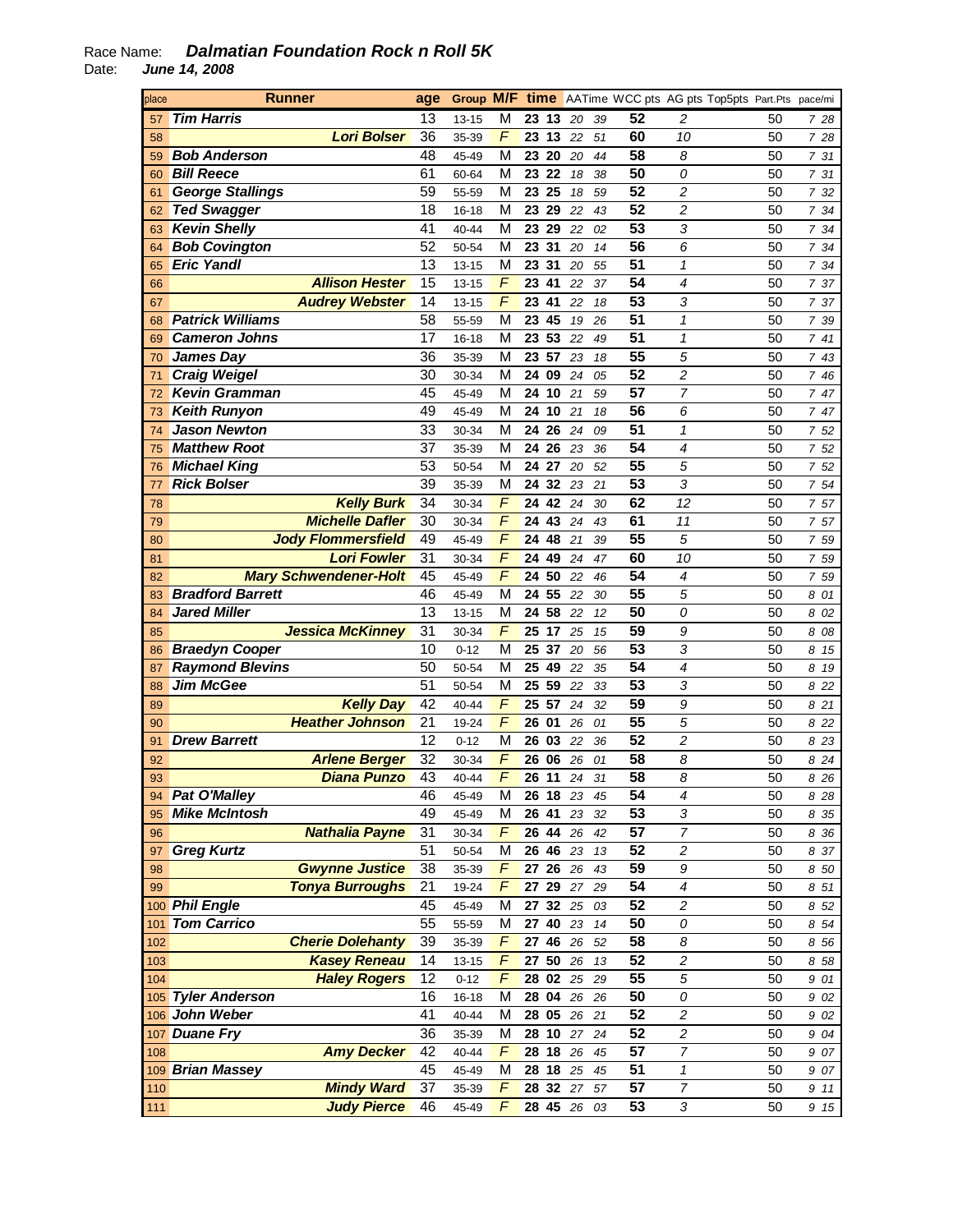Race Name: ***Dalmatian Foundation Rock n Roll 5K***

Date: ***June 14, 2008***

| place | Runner | age | Group | M/F | time | AATime | WCC pts | AG pts | Top5pts | Part.Pts | pace/mi |
|---|---|---|---|---|---|---|---|---|---|---|---|
| 57 | Tim Harris | 13 | 13-15 | M | 23 13 | 20 39 | 52 | 2 | | 50 | 7 28 |
| 58 | Lori Bolser | 36 | 35-39 | F | 23 13 | 22 51 | 60 | 10 | | 50 | 7 28 |
| 59 | Bob Anderson | 48 | 45-49 | M | 23 20 | 20 44 | 58 | 8 | | 50 | 7 31 |
| 60 | Bill Reece | 61 | 60-64 | M | 23 22 | 18 38 | 50 | 0 | | 50 | 7 31 |
| 61 | George Stallings | 59 | 55-59 | M | 23 25 | 18 59 | 52 | 2 | | 50 | 7 32 |
| 62 | Ted Swagger | 18 | 16-18 | M | 23 29 | 22 43 | 52 | 2 | | 50 | 7 34 |
| 63 | Kevin Shelly | 41 | 40-44 | M | 23 29 | 22 02 | 53 | 3 | | 50 | 7 34 |
| 64 | Bob Covington | 52 | 50-54 | M | 23 31 | 20 14 | 56 | 6 | | 50 | 7 34 |
| 65 | Eric Yandl | 13 | 13-15 | M | 23 31 | 20 55 | 51 | 1 | | 50 | 7 34 |
| 66 | Allison Hester | 15 | 13-15 | F | 23 41 | 22 37 | 54 | 4 | | 50 | 7 37 |
| 67 | Audrey Webster | 14 | 13-15 | F | 23 41 | 22 18 | 53 | 3 | | 50 | 7 37 |
| 68 | Patrick Williams | 58 | 55-59 | M | 23 45 | 19 26 | 51 | 1 | | 50 | 7 39 |
| 69 | Cameron Johns | 17 | 16-18 | M | 23 53 | 22 49 | 51 | 1 | | 50 | 7 41 |
| 70 | James Day | 36 | 35-39 | M | 23 57 | 23 18 | 55 | 5 | | 50 | 7 43 |
| 71 | Craig Weigel | 30 | 30-34 | M | 24 09 | 24 05 | 52 | 2 | | 50 | 7 46 |
| 72 | Kevin Gramman | 45 | 45-49 | M | 24 10 | 21 59 | 57 | 7 | | 50 | 7 47 |
| 73 | Keith Runyon | 49 | 45-49 | M | 24 10 | 21 18 | 56 | 6 | | 50 | 7 47 |
| 74 | Jason Newton | 33 | 30-34 | M | 24 26 | 24 09 | 51 | 1 | | 50 | 7 52 |
| 75 | Matthew Root | 37 | 35-39 | M | 24 26 | 23 36 | 54 | 4 | | 50 | 7 52 |
| 76 | Michael King | 53 | 50-54 | M | 24 27 | 20 52 | 55 | 5 | | 50 | 7 52 |
| 77 | Rick Bolser | 39 | 35-39 | M | 24 32 | 23 21 | 53 | 3 | | 50 | 7 54 |
| 78 | Kelly Burk | 34 | 30-34 | F | 24 42 | 24 30 | 62 | 12 | | 50 | 7 57 |
| 79 | Michelle Dafler | 30 | 30-34 | F | 24 43 | 24 43 | 61 | 11 | | 50 | 7 57 |
| 80 | Jody Flommersfield | 49 | 45-49 | F | 24 48 | 21 39 | 55 | 5 | | 50 | 7 59 |
| 81 | Lori Fowler | 31 | 30-34 | F | 24 49 | 24 47 | 60 | 10 | | 50 | 7 59 |
| 82 | Mary Schwendener-Holt | 45 | 45-49 | F | 24 50 | 22 46 | 54 | 4 | | 50 | 7 59 |
| 83 | Bradford Barrett | 46 | 45-49 | M | 24 55 | 22 30 | 55 | 5 | | 50 | 8 01 |
| 84 | Jared Miller | 13 | 13-15 | M | 24 58 | 22 12 | 50 | 0 | | 50 | 8 02 |
| 85 | Jessica McKinney | 31 | 30-34 | F | 25 17 | 25 15 | 59 | 9 | | 50 | 8 08 |
| 86 | Braedyn Cooper | 10 | 0-12 | M | 25 37 | 20 56 | 53 | 3 | | 50 | 8 15 |
| 87 | Raymond Blevins | 50 | 50-54 | M | 25 49 | 22 35 | 54 | 4 | | 50 | 8 19 |
| 88 | Jim McGee | 51 | 50-54 | M | 25 59 | 22 33 | 53 | 3 | | 50 | 8 22 |
| 89 | Kelly Day | 42 | 40-44 | F | 25 57 | 24 32 | 59 | 9 | | 50 | 8 21 |
| 90 | Heather Johnson | 21 | 19-24 | F | 26 01 | 26 01 | 55 | 5 | | 50 | 8 22 |
| 91 | Drew Barrett | 12 | 0-12 | M | 26 03 | 22 36 | 52 | 2 | | 50 | 8 23 |
| 92 | Arlene Berger | 32 | 30-34 | F | 26 06 | 26 01 | 58 | 8 | | 50 | 8 24 |
| 93 | Diana Punzo | 43 | 40-44 | F | 26 11 | 24 31 | 58 | 8 | | 50 | 8 26 |
| 94 | Pat O'Malley | 46 | 45-49 | M | 26 18 | 23 45 | 54 | 4 | | 50 | 8 28 |
| 95 | Mike McIntosh | 49 | 45-49 | M | 26 41 | 23 32 | 53 | 3 | | 50 | 8 35 |
| 96 | Nathalia Payne | 31 | 30-34 | F | 26 44 | 26 42 | 57 | 7 | | 50 | 8 36 |
| 97 | Greg Kurtz | 51 | 50-54 | M | 26 46 | 23 13 | 52 | 2 | | 50 | 8 37 |
| 98 | Gwynne Justice | 38 | 35-39 | F | 27 26 | 26 43 | 59 | 9 | | 50 | 8 50 |
| 99 | Tonya Burroughs | 21 | 19-24 | F | 27 29 | 27 29 | 54 | 4 | | 50 | 8 51 |
| 100 | Phil Engle | 45 | 45-49 | M | 27 32 | 25 03 | 52 | 2 | | 50 | 8 52 |
| 101 | Tom Carrico | 55 | 55-59 | M | 27 40 | 23 14 | 50 | 0 | | 50 | 8 54 |
| 102 | Cherie Dolehanty | 39 | 35-39 | F | 27 46 | 26 52 | 58 | 8 | | 50 | 8 56 |
| 103 | Kasey Reneau | 14 | 13-15 | F | 27 50 | 26 13 | 52 | 2 | | 50 | 8 58 |
| 104 | Haley Rogers | 12 | 0-12 | F | 28 02 | 25 29 | 55 | 5 | | 50 | 9 01 |
| 105 | Tyler Anderson | 16 | 16-18 | M | 28 04 | 26 26 | 50 | 0 | | 50 | 9 02 |
| 106 | John Weber | 41 | 40-44 | M | 28 05 | 26 21 | 52 | 2 | | 50 | 9 02 |
| 107 | Duane Fry | 36 | 35-39 | M | 28 10 | 27 24 | 52 | 2 | | 50 | 9 04 |
| 108 | Amy Decker | 42 | 40-44 | F | 28 18 | 26 45 | 57 | 7 | | 50 | 9 07 |
| 109 | Brian Massey | 45 | 45-49 | M | 28 18 | 25 45 | 51 | 1 | | 50 | 9 07 |
| 110 | Mindy Ward | 37 | 35-39 | F | 28 32 | 27 57 | 57 | 7 | | 50 | 9 11 |
| 111 | Judy Pierce | 46 | 45-49 | F | 28 45 | 26 03 | 53 | 3 | | 50 | 9 15 |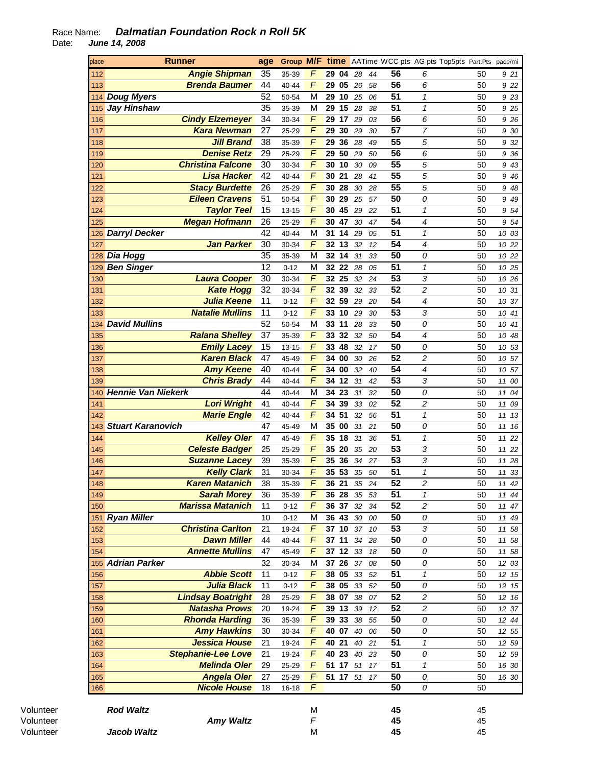Race Name: ***Dalmatian Foundation Rock n Roll 5K***
Date: ***June 14, 2008***

| place | Runner | age | Group | M/F | time | AATime | WCC pts | AG pts | Top5pts | Part.Pts | pace/mi |
|---|---|---|---|---|---|---|---|---|---|---|---|
| 112 | Angie Shipman | 35 | 35-39 | F | 29 04 | 28 44 | 56 | 6 | | 50 | 9 21 |
| 113 | Brenda Baumer | 44 | 40-44 | F | 29 05 | 26 58 | 56 | 6 | | 50 | 9 22 |
| 114 | Doug Myers | 52 | 50-54 | M | 29 10 | 25 06 | 51 | 1 | | 50 | 9 23 |
| 115 | Jay Hinshaw | 35 | 35-39 | M | 29 15 | 28 38 | 51 | 1 | | 50 | 9 25 |
| 116 | Cindy Elzemeyer | 34 | 30-34 | F | 29 17 | 29 03 | 56 | 6 | | 50 | 9 26 |
| 117 | Kara Newman | 27 | 25-29 | F | 29 30 | 29 30 | 57 | 7 | | 50 | 9 30 |
| 118 | Jill Brand | 38 | 35-39 | F | 29 36 | 28 49 | 55 | 5 | | 50 | 9 32 |
| 119 | Denise Retz | 29 | 25-29 | F | 29 50 | 29 50 | 56 | 6 | | 50 | 9 36 |
| 120 | Christina Falcone | 30 | 30-34 | F | 30 10 | 30 09 | 55 | 5 | | 50 | 9 43 |
| 121 | Lisa Hacker | 42 | 40-44 | F | 30 21 | 28 41 | 55 | 5 | | 50 | 9 46 |
| 122 | Stacy Burdette | 26 | 25-29 | F | 30 28 | 30 28 | 55 | 5 | | 50 | 9 48 |
| 123 | Eileen Cravens | 51 | 50-54 | F | 30 29 | 25 57 | 50 | 0 | | 50 | 9 49 |
| 124 | Taylor Teel | 15 | 13-15 | F | 30 45 | 29 22 | 51 | 1 | | 50 | 9 54 |
| 125 | Megan Hofmann | 26 | 25-29 | F | 30 47 | 30 47 | 54 | 4 | | 50 | 9 54 |
| 126 | Darryl Decker | 42 | 40-44 | M | 31 14 | 29 05 | 51 | 1 | | 50 | 10 03 |
| 127 | Jan Parker | 30 | 30-34 | F | 32 13 | 32 12 | 54 | 4 | | 50 | 10 22 |
| 128 | Dia Hogg | 35 | 35-39 | M | 32 14 | 31 33 | 50 | 0 | | 50 | 10 22 |
| 129 | Ben Singer | 12 | 0-12 | M | 32 22 | 28 05 | 51 | 1 | | 50 | 10 25 |
| 130 | Laura Cooper | 30 | 30-34 | F | 32 25 | 32 24 | 53 | 3 | | 50 | 10 26 |
| 131 | Kate Hogg | 32 | 30-34 | F | 32 39 | 32 33 | 52 | 2 | | 50 | 10 31 |
| 132 | Julia Keene | 11 | 0-12 | F | 32 59 | 29 20 | 54 | 4 | | 50 | 10 37 |
| 133 | Natalie Mullins | 11 | 0-12 | F | 33 10 | 29 30 | 53 | 3 | | 50 | 10 41 |
| 134 | David Mullins | 52 | 50-54 | M | 33 11 | 28 33 | 50 | 0 | | 50 | 10 41 |
| 135 | Ralana Shelley | 37 | 35-39 | F | 33 32 | 32 50 | 54 | 4 | | 50 | 10 48 |
| 136 | Emily Lacey | 15 | 13-15 | F | 33 48 | 32 17 | 50 | 0 | | 50 | 10 53 |
| 137 | Karen Black | 47 | 45-49 | F | 34 00 | 30 26 | 52 | 2 | | 50 | 10 57 |
| 138 | Amy Keene | 40 | 40-44 | F | 34 00 | 32 40 | 54 | 4 | | 50 | 10 57 |
| 139 | Chris Brady | 44 | 40-44 | F | 34 12 | 31 42 | 53 | 3 | | 50 | 11 00 |
| 140 | Hennie Van Niekerk | 44 | 40-44 | M | 34 23 | 31 32 | 50 | 0 | | 50 | 11 04 |
| 141 | Lori Wright | 41 | 40-44 | F | 34 39 | 33 02 | 52 | 2 | | 50 | 11 09 |
| 142 | Marie Engle | 42 | 40-44 | F | 34 51 | 32 56 | 51 | 1 | | 50 | 11 13 |
| 143 | Stuart Karanovich | 47 | 45-49 | M | 35 00 | 31 21 | 50 | 0 | | 50 | 11 16 |
| 144 | Kelley Oler | 47 | 45-49 | F | 35 18 | 31 36 | 51 | 1 | | 50 | 11 22 |
| 145 | Celeste Badger | 25 | 25-29 | F | 35 20 | 35 20 | 53 | 3 | | 50 | 11 22 |
| 146 | Suzanne Lacey | 39 | 35-39 | F | 35 36 | 34 27 | 53 | 3 | | 50 | 11 28 |
| 147 | Kelly Clark | 31 | 30-34 | F | 35 53 | 35 50 | 51 | 1 | | 50 | 11 33 |
| 148 | Karen Matanich | 38 | 35-39 | F | 36 21 | 35 24 | 52 | 2 | | 50 | 11 42 |
| 149 | Sarah Morey | 36 | 35-39 | F | 36 28 | 35 53 | 51 | 1 | | 50 | 11 44 |
| 150 | Marissa Matanich | 11 | 0-12 | F | 36 37 | 32 34 | 52 | 2 | | 50 | 11 47 |
| 151 | Ryan Miller | 10 | 0-12 | M | 36 43 | 30 00 | 50 | 0 | | 50 | 11 49 |
| 152 | Christina Carlton | 21 | 19-24 | F | 37 10 | 37 10 | 53 | 3 | | 50 | 11 58 |
| 153 | Dawn Miller | 44 | 40-44 | F | 37 11 | 34 28 | 50 | 0 | | 50 | 11 58 |
| 154 | Annette Mullins | 47 | 45-49 | F | 37 12 | 33 18 | 50 | 0 | | 50 | 11 58 |
| 155 | Adrian Parker | 32 | 30-34 | M | 37 26 | 37 08 | 50 | 0 | | 50 | 12 03 |
| 156 | Abbie Scott | 11 | 0-12 | F | 38 05 | 33 52 | 51 | 1 | | 50 | 12 15 |
| 157 | Julia Black | 11 | 0-12 | F | 38 05 | 33 52 | 50 | 0 | | 50 | 12 15 |
| 158 | Lindsay Boatright | 28 | 25-29 | F | 38 07 | 38 07 | 52 | 2 | | 50 | 12 16 |
| 159 | Natasha Prows | 20 | 19-24 | F | 39 13 | 39 12 | 52 | 2 | | 50 | 12 37 |
| 160 | Rhonda Harding | 36 | 35-39 | F | 39 33 | 38 55 | 50 | 0 | | 50 | 12 44 |
| 161 | Amy Hawkins | 30 | 30-34 | F | 40 07 | 40 06 | 50 | 0 | | 50 | 12 55 |
| 162 | Jessica House | 21 | 19-24 | F | 40 21 | 40 21 | 51 | 1 | | 50 | 12 59 |
| 163 | Stephanie-Lee Love | 21 | 19-24 | F | 40 23 | 40 23 | 50 | 0 | | 50 | 12 59 |
| 164 | Melinda Oler | 29 | 25-29 | F | 51 17 | 51 17 | 51 | 1 | | 50 | 16 30 |
| 165 | Angela Oler | 27 | 25-29 | F | 51 17 | 51 17 | 50 | 0 | | 50 | 16 30 |
| 166 | Nicole House | 18 | 16-18 | F | | | 50 | 0 | | 50 | |
| Volunteer | Rod Waltz | | | M | | | 45 | | | 45 | |
| Volunteer | Amy Waltz | | | F | | | 45 | | | 45 | |
| Volunteer | Jacob Waltz | | | M | | | 45 | | | 45 | |